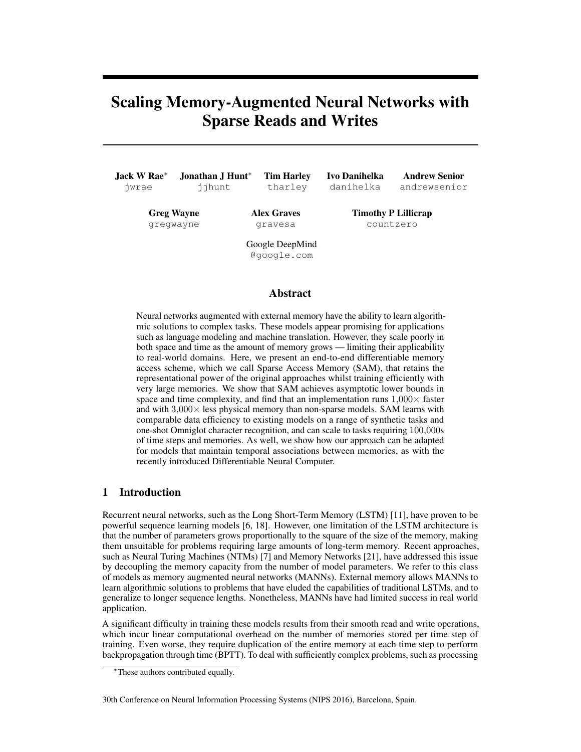# Scaling Memory-Augmented Neural Networks with Sparse Reads and Writes

**Jack W Rae**[*] jwrae  **Jonathan J Hunt**[*] jjhunt  **Tim Harley** tharley  **Ivo Danihelka** danihelka  **Andrew Senior** andrewsenior

**Greg Wayne** gregwayne  **Alex Graves** gravesa  **Timothy P Lillicrap** countzero

Google DeepMind
@google.com

## Abstract

Neural networks augmented with external memory have the ability to learn algorithmic solutions to complex tasks. These models appear promising for applications such as language modeling and machine translation. However, they scale poorly in both space and time as the amount of memory grows — limiting their applicability to real-world domains. Here, we present an end-to-end differentiable memory access scheme, which we call Sparse Access Memory (SAM), that retains the representational power of the original approaches whilst training efficiently with very large memories. We show that SAM achieves asymptotic lower bounds in space and time complexity, and find that an implementation runs $1{,}000\times$ faster and with $3{,}000\times$ less physical memory than non-sparse models. SAM learns with comparable data efficiency to existing models on a range of synthetic tasks and one-shot Omniglot character recognition, and can scale to tasks requiring $100{,}000$s of time steps and memories. As well, we show how our approach can be adapted for models that maintain temporal associations between memories, as with the recently introduced Differentiable Neural Computer.

## 1 Introduction

Recurrent neural networks, such as the Long Short-Term Memory (LSTM) [11], have proven to be powerful sequence learning models [6, 18]. However, one limitation of the LSTM architecture is that the number of parameters grows proportionally to the square of the size of the memory, making them unsuitable for problems requiring large amounts of long-term memory. Recent approaches, such as Neural Turing Machines (NTMs) [7] and Memory Networks [21], have addressed this issue by decoupling the memory capacity from the number of model parameters. We refer to this class of models as memory augmented neural networks (MANNs). External memory allows MANNs to learn algorithmic solutions to problems that have eluded the capabilities of traditional LSTMs, and to generalize to longer sequence lengths. Nonetheless, MANNs have had limited success in real world application.

A significant difficulty in training these models results from their smooth read and write operations, which incur linear computational overhead on the number of memories stored per time step of training. Even worse, they require duplication of the entire memory at each time step to perform backpropagation through time (BPTT). To deal with sufficiently complex problems, such as processing

[*]These authors contributed equally.

30th Conference on Neural Information Processing Systems (NIPS 2016), Barcelona, Spain.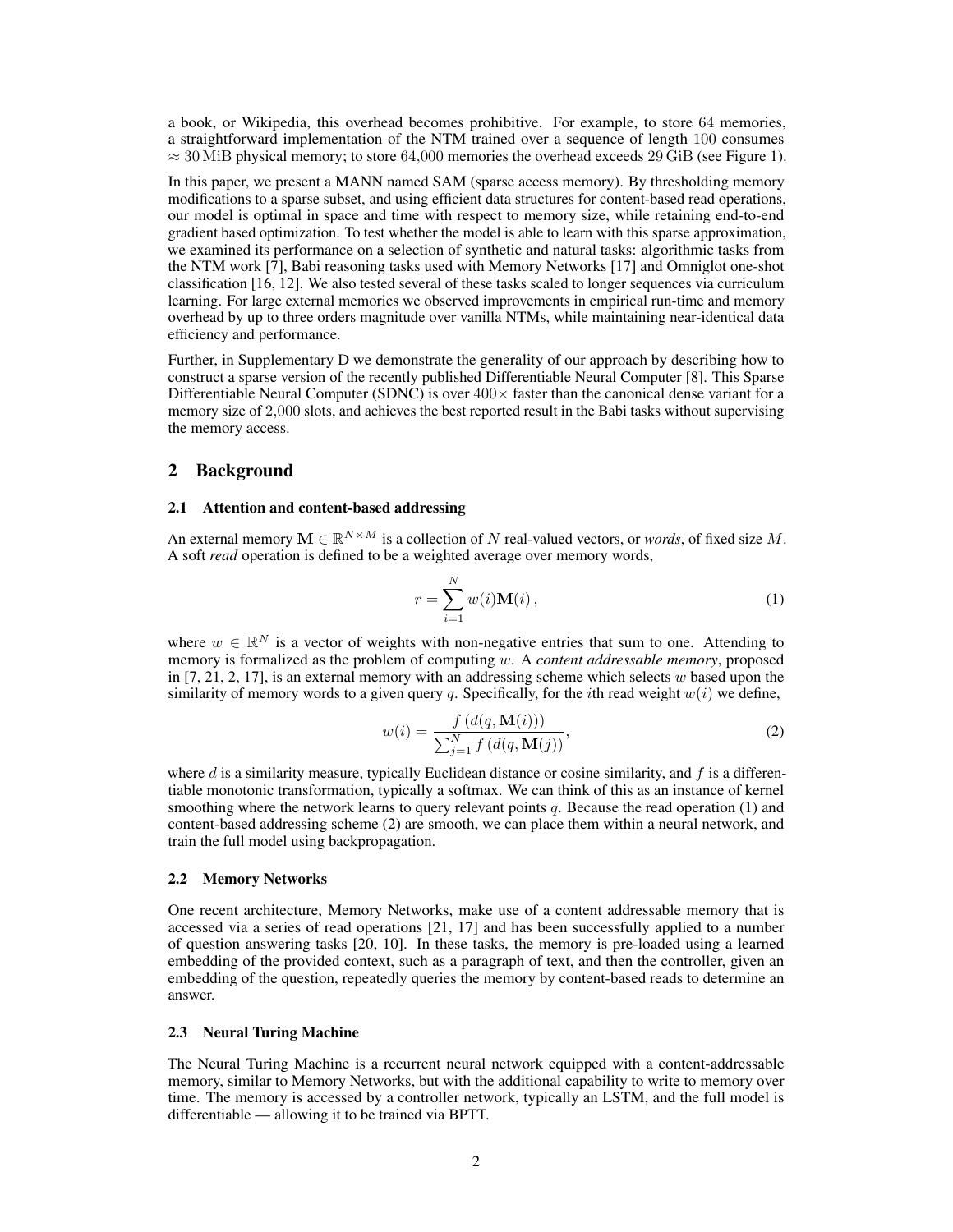a book, or Wikipedia, this overhead becomes prohibitive. For example, to store $64$ memories, a straightforward implementation of the NTM trained over a sequence of length $100$ consumes $\approx 30\,\text{MiB}$ physical memory; to store $64{,}000$ memories the overhead exceeds $29\,\text{GiB}$ (see Figure 1).

In this paper, we present a MANN named SAM (sparse access memory). By thresholding memory modifications to a sparse subset, and using efficient data structures for content-based read operations, our model is optimal in space and time with respect to memory size, while retaining end-to-end gradient based optimization. To test whether the model is able to learn with this sparse approximation, we examined its performance on a selection of synthetic and natural tasks: algorithmic tasks from the NTM work [7], Babi reasoning tasks used with Memory Networks [17] and Omniglot one-shot classification [16, 12]. We also tested several of these tasks scaled to longer sequences via curriculum learning. For large external memories we observed improvements in empirical run-time and memory overhead by up to three orders magnitude over vanilla NTMs, while maintaining near-identical data efficiency and performance.

Further, in Supplementary D we demonstrate the generality of our approach by describing how to construct a sparse version of the recently published Differentiable Neural Computer [8]. This Sparse Differentiable Neural Computer (SDNC) is over $400\times$ faster than the canonical dense variant for a memory size of $2{,}000$ slots, and achieves the best reported result in the Babi tasks without supervising the memory access.

## 2 Background

### 2.1 Attention and content-based addressing

An external memory $\mathbf{M} \in \mathbb{R}^{N \times M}$ is a collection of $N$ real-valued vectors, or *words*, of fixed size $M$. A soft *read* operation is defined to be a weighted average over memory words,

$$r = \sum_{i=1}^{N} w(i)\mathbf{M}(i)\,, \tag{1}$$

where $w \in \mathbb{R}^N$ is a vector of weights with non-negative entries that sum to one. Attending to memory is formalized as the problem of computing $w$. A *content addressable memory*, proposed in [7, 21, 2, 17], is an external memory with an addressing scheme which selects $w$ based upon the similarity of memory words to a given query $q$. Specifically, for the $i$th read weight $w(i)$ we define,

$$w(i) = \frac{f\left(d(q, \mathbf{M}(i))\right)}{\sum_{j=1}^{N} f\left(d(q, \mathbf{M}(j))\right)}, \tag{2}$$

where $d$ is a similarity measure, typically Euclidean distance or cosine similarity, and $f$ is a differentiable monotonic transformation, typically a softmax. We can think of this as an instance of kernel smoothing where the network learns to query relevant points $q$. Because the read operation (1) and content-based addressing scheme (2) are smooth, we can place them within a neural network, and train the full model using backpropagation.

### 2.2 Memory Networks

One recent architecture, Memory Networks, make use of a content addressable memory that is accessed via a series of read operations [21, 17] and has been successfully applied to a number of question answering tasks [20, 10]. In these tasks, the memory is pre-loaded using a learned embedding of the provided context, such as a paragraph of text, and then the controller, given an embedding of the question, repeatedly queries the memory by content-based reads to determine an answer.

### 2.3 Neural Turing Machine

The Neural Turing Machine is a recurrent neural network equipped with a content-addressable memory, similar to Memory Networks, but with the additional capability to write to memory over time. The memory is accessed by a controller network, typically an LSTM, and the full model is differentiable — allowing it to be trained via BPTT.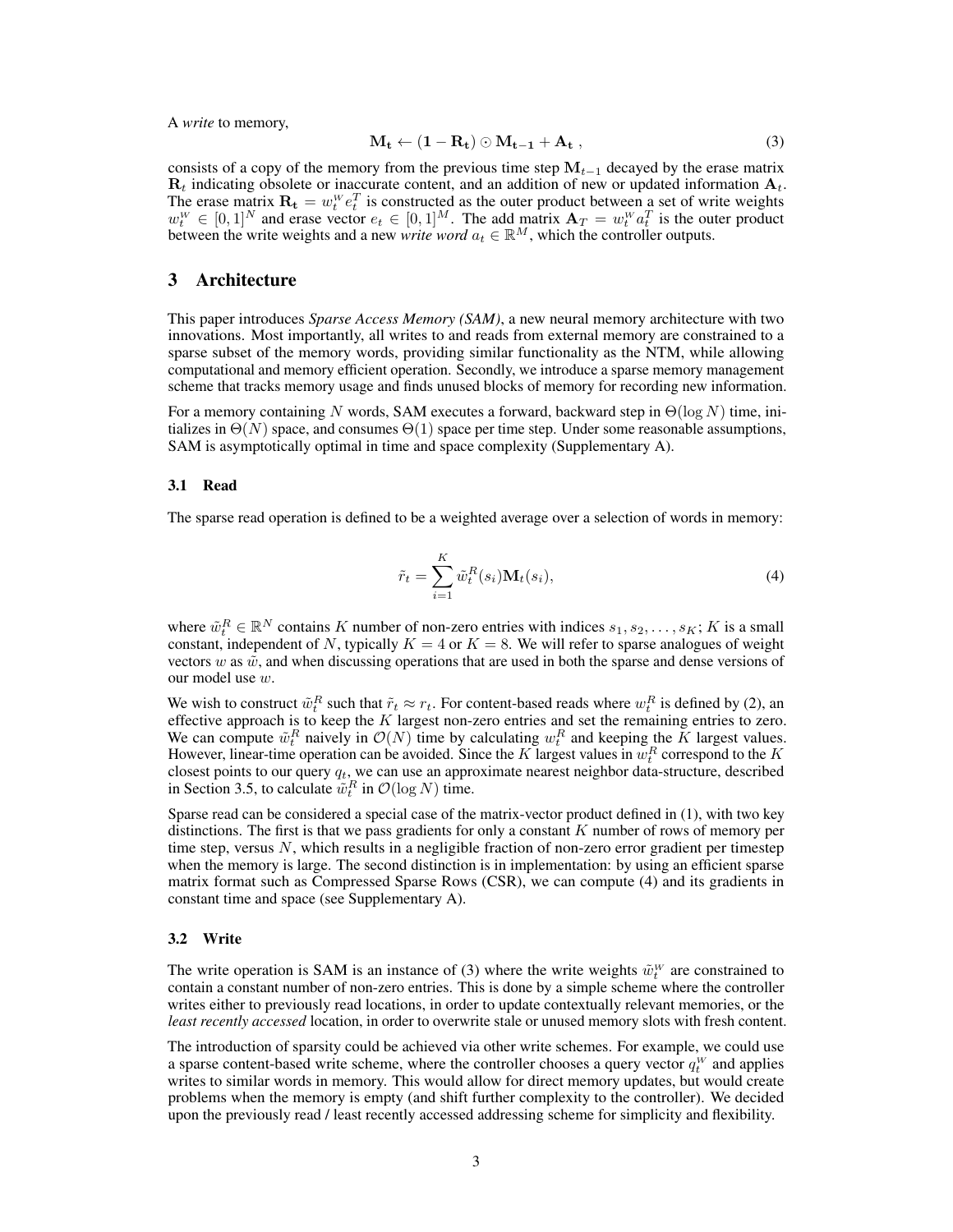A *write* to memory,

$$\mathbf{M_t} \leftarrow (\mathbf{1} - \mathbf{R_t}) \odot \mathbf{M_{t-1}} + \mathbf{A_t} \ , \tag{3}$$

consists of a copy of the memory from the previous time step $\mathbf{M}_{t-1}$ decayed by the erase matrix $\mathbf{R}_t$ indicating obsolete or inaccurate content, and an addition of new or updated information $\mathbf{A}_t$. The erase matrix $\mathbf{R_t} = w_t^W e_t^T$ is constructed as the outer product between a set of write weights $w_t^W \in [0,1]^N$ and erase vector $e_t \in [0,1]^M$. The add matrix $\mathbf{A}_T = w_t^W a_t^T$ is the outer product between the write weights and a new *write word* $a_t \in \mathbb{R}^M$, which the controller outputs.

## 3 Architecture

This paper introduces *Sparse Access Memory (SAM)*, a new neural memory architecture with two innovations. Most importantly, all writes to and reads from external memory are constrained to a sparse subset of the memory words, providing similar functionality as the NTM, while allowing computational and memory efficient operation. Secondly, we introduce a sparse memory management scheme that tracks memory usage and finds unused blocks of memory for recording new information.

For a memory containing $N$ words, SAM executes a forward, backward step in $\Theta(\log N)$ time, initializes in $\Theta(N)$ space, and consumes $\Theta(1)$ space per time step. Under some reasonable assumptions, SAM is asymptotically optimal in time and space complexity (Supplementary A).

### 3.1 Read

The sparse read operation is defined to be a weighted average over a selection of words in memory:

$$\tilde{r}_t = \sum_{i=1}^{K} \tilde{w}_t^R(s_i)\mathbf{M}_t(s_i), \tag{4}$$

where $\tilde{w}_t^R \in \mathbb{R}^N$ contains $K$ number of non-zero entries with indices $s_1, s_2, \ldots, s_K$; $K$ is a small constant, independent of $N$, typically $K = 4$ or $K = 8$. We will refer to sparse analogues of weight vectors $w$ as $\tilde{w}$, and when discussing operations that are used in both the sparse and dense versions of our model use $w$.

We wish to construct $\tilde{w}_t^R$ such that $\tilde{r}_t \approx r_t$. For content-based reads where $w_t^R$ is defined by (2), an effective approach is to keep the $K$ largest non-zero entries and set the remaining entries to zero. We can compute $\tilde{w}_t^R$ naively in $\mathcal{O}(N)$ time by calculating $w_t^R$ and keeping the $K$ largest values. However, linear-time operation can be avoided. Since the $K$ largest values in $w_t^R$ correspond to the $K$ closest points to our query $q_t$, we can use an approximate nearest neighbor data-structure, described in Section 3.5, to calculate $\tilde{w}_t^R$ in $\mathcal{O}(\log N)$ time.

Sparse read can be considered a special case of the matrix-vector product defined in (1), with two key distinctions. The first is that we pass gradients for only a constant $K$ number of rows of memory per time step, versus $N$, which results in a negligible fraction of non-zero error gradient per timestep when the memory is large. The second distinction is in implementation: by using an efficient sparse matrix format such as Compressed Sparse Rows (CSR), we can compute (4) and its gradients in constant time and space (see Supplementary A).

### 3.2 Write

The write operation is SAM is an instance of (3) where the write weights $\tilde{w}_t^W$ are constrained to contain a constant number of non-zero entries. This is done by a simple scheme where the controller writes either to previously read locations, in order to update contextually relevant memories, or the *least recently accessed* location, in order to overwrite stale or unused memory slots with fresh content.

The introduction of sparsity could be achieved via other write schemes. For example, we could use a sparse content-based write scheme, where the controller chooses a query vector $q_t^W$ and applies writes to similar words in memory. This would allow for direct memory updates, but would create problems when the memory is empty (and shift further complexity to the controller). We decided upon the previously read / least recently accessed addressing scheme for simplicity and flexibility.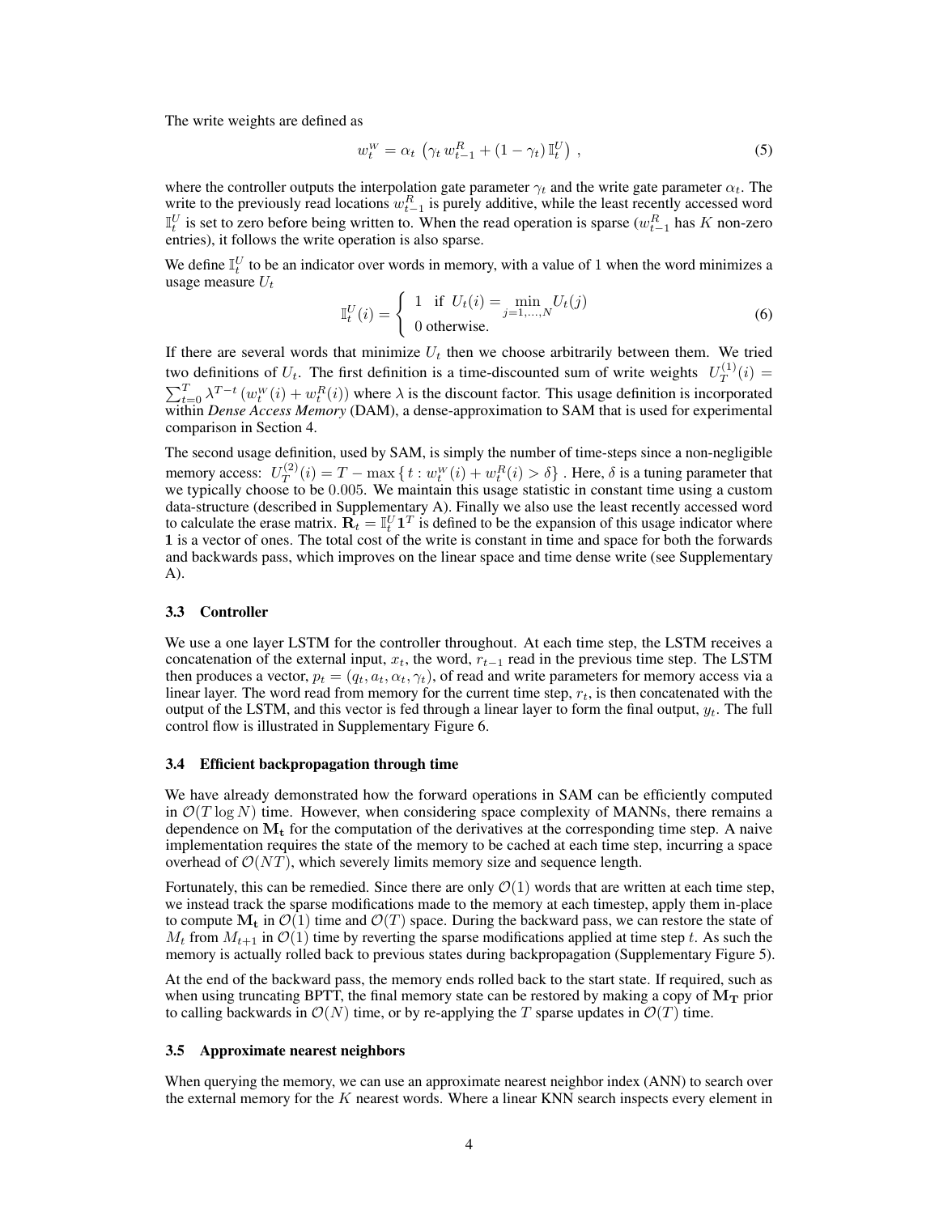The write weights are defined as

$$w_t^W = \alpha_t \left( \gamma_t \, w_{t-1}^R + (1 - \gamma_t) \, \mathbb{I}_t^U \right) , \tag{5}$$

where the controller outputs the interpolation gate parameter $\gamma_t$ and the write gate parameter $\alpha_t$. The write to the previously read locations $w_{t-1}^R$ is purely additive, while the least recently accessed word $\mathbb{I}_t^U$ is set to zero before being written to. When the read operation is sparse ($w_{t-1}^R$ has $K$ non-zero entries), it follows the write operation is also sparse.

We define $\mathbb{I}_t^U$ to be an indicator over words in memory, with a value of 1 when the word minimizes a usage measure $U_t$

$$\mathbb{I}_t^U(i) = \begin{cases} 1 & \text{if } U_t(i) = \min\limits_{j=1,\ldots,N} U_t(j) \\ 0 & \text{otherwise.} \end{cases} \tag{6}$$

If there are several words that minimize $U_t$ then we choose arbitrarily between them. We tried two definitions of $U_t$. The first definition is a time-discounted sum of write weights $U_T^{(1)}(i) = \sum_{t=0}^{T} \lambda^{T-t} \left( w_t^W(i) + w_t^R(i) \right)$ where $\lambda$ is the discount factor. This usage definition is incorporated within *Dense Access Memory* (DAM), a dense-approximation to SAM that is used for experimental comparison in Section 4.

The second usage definition, used by SAM, is simply the number of time-steps since a non-negligible memory access: $U_T^{(2)}(i) = T - \max \left\{ t : w_t^W(i) + w_t^R(i) > \delta \right\}$ . Here, $\delta$ is a tuning parameter that we typically choose to be $0.005$. We maintain this usage statistic in constant time using a custom data-structure (described in Supplementary A). Finally we also use the least recently accessed word to calculate the erase matrix. $\mathbf{R}_t = \mathbb{I}_t^U \mathbf{1}^T$ is defined to be the expansion of this usage indicator where $\mathbf{1}$ is a vector of ones. The total cost of the write is constant in time and space for both the forwards and backwards pass, which improves on the linear space and time dense write (see Supplementary A).

### 3.3 Controller

We use a one layer LSTM for the controller throughout. At each time step, the LSTM receives a concatenation of the external input, $x_t$, the word, $r_{t-1}$ read in the previous time step. The LSTM then produces a vector, $p_t = (q_t, a_t, \alpha_t, \gamma_t)$, of read and write parameters for memory access via a linear layer. The word read from memory for the current time step, $r_t$, is then concatenated with the output of the LSTM, and this vector is fed through a linear layer to form the final output, $y_t$. The full control flow is illustrated in Supplementary Figure 6.

### 3.4 Efficient backpropagation through time

We have already demonstrated how the forward operations in SAM can be efficiently computed in $\mathcal{O}(T \log N)$ time. However, when considering space complexity of MANNs, there remains a dependence on $\mathbf{M_t}$ for the computation of the derivatives at the corresponding time step. A naive implementation requires the state of the memory to be cached at each time step, incurring a space overhead of $\mathcal{O}(NT)$, which severely limits memory size and sequence length.

Fortunately, this can be remedied. Since there are only $\mathcal{O}(1)$ words that are written at each time step, we instead track the sparse modifications made to the memory at each timestep, apply them in-place to compute $\mathbf{M_t}$ in $\mathcal{O}(1)$ time and $\mathcal{O}(T)$ space. During the backward pass, we can restore the state of $M_t$ from $M_{t+1}$ in $\mathcal{O}(1)$ time by reverting the sparse modifications applied at time step $t$. As such the memory is actually rolled back to previous states during backpropagation (Supplementary Figure 5).

At the end of the backward pass, the memory ends rolled back to the start state. If required, such as when using truncating BPTT, the final memory state can be restored by making a copy of $\mathbf{M_T}$ prior to calling backwards in $\mathcal{O}(N)$ time, or by re-applying the $T$ sparse updates in $\mathcal{O}(T)$ time.

### 3.5 Approximate nearest neighbors

When querying the memory, we can use an approximate nearest neighbor index (ANN) to search over the external memory for the $K$ nearest words. Where a linear KNN search inspects every element in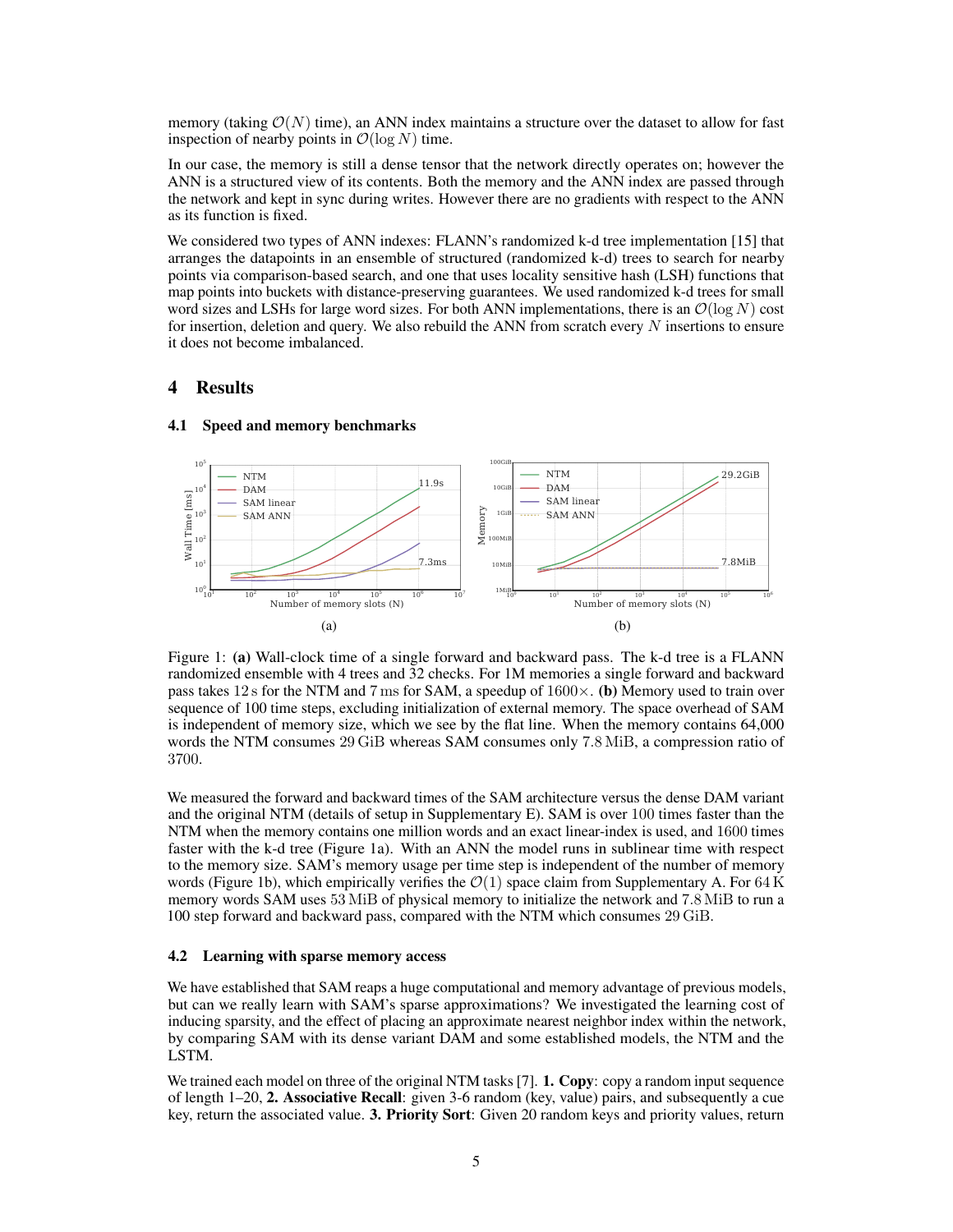memory (taking $\mathcal{O}(N)$ time), an ANN index maintains a structure over the dataset to allow for fast inspection of nearby points in $\mathcal{O}(\log N)$ time.

In our case, the memory is still a dense tensor that the network directly operates on; however the ANN is a structured view of its contents. Both the memory and the ANN index are passed through the network and kept in sync during writes. However there are no gradients with respect to the ANN as its function is fixed.

We considered two types of ANN indexes: FLANN's randomized k-d tree implementation [15] that arranges the datapoints in an ensemble of structured (randomized k-d) trees to search for nearby points via comparison-based search, and one that uses locality sensitive hash (LSH) functions that map points into buckets with distance-preserving guarantees. We used randomized k-d trees for small word sizes and LSHs for large word sizes. For both ANN implementations, there is an $\mathcal{O}(\log N)$ cost for insertion, deletion and query. We also rebuild the ANN from scratch every $N$ insertions to ensure it does not become imbalanced.

# 4 Results

## 4.1 Speed and memory benchmarks

Figure 1: **(a)** Wall-clock time of a single forward and backward pass. The k-d tree is a FLANN randomized ensemble with 4 trees and 32 checks. For 1M memories a single forward and backward pass takes 12 s for the NTM and 7 ms for SAM, a speedup of $1600\times$. **(b)** Memory used to train over sequence of 100 time steps, excluding initialization of external memory. The space overhead of SAM is independent of memory size, which we see by the flat line. When the memory contains 64,000 words the NTM consumes 29 GiB whereas SAM consumes only 7.8 MiB, a compression ratio of 3700.

We measured the forward and backward times of the SAM architecture versus the dense DAM variant and the original NTM (details of setup in Supplementary E). SAM is over 100 times faster than the NTM when the memory contains one million words and an exact linear-index is used, and 1600 times faster with the k-d tree (Figure 1a). With an ANN the model runs in sublinear time with respect to the memory size. SAM's memory usage per time step is independent of the number of memory words (Figure 1b), which empirically verifies the $\mathcal{O}(1)$ space claim from Supplementary A. For 64 K memory words SAM uses 53 MiB of physical memory to initialize the network and 7.8 MiB to run a 100 step forward and backward pass, compared with the NTM which consumes 29 GiB.

## 4.2 Learning with sparse memory access

We have established that SAM reaps a huge computational and memory advantage of previous models, but can we really learn with SAM's sparse approximations? We investigated the learning cost of inducing sparsity, and the effect of placing an approximate nearest neighbor index within the network, by comparing SAM with its dense variant DAM and some established models, the NTM and the LSTM.

We trained each model on three of the original NTM tasks [7]. **1. Copy**: copy a random input sequence of length 1–20, **2. Associative Recall**: given 3-6 random (key, value) pairs, and subsequently a cue key, return the associated value. **3. Priority Sort**: Given 20 random keys and priority values, return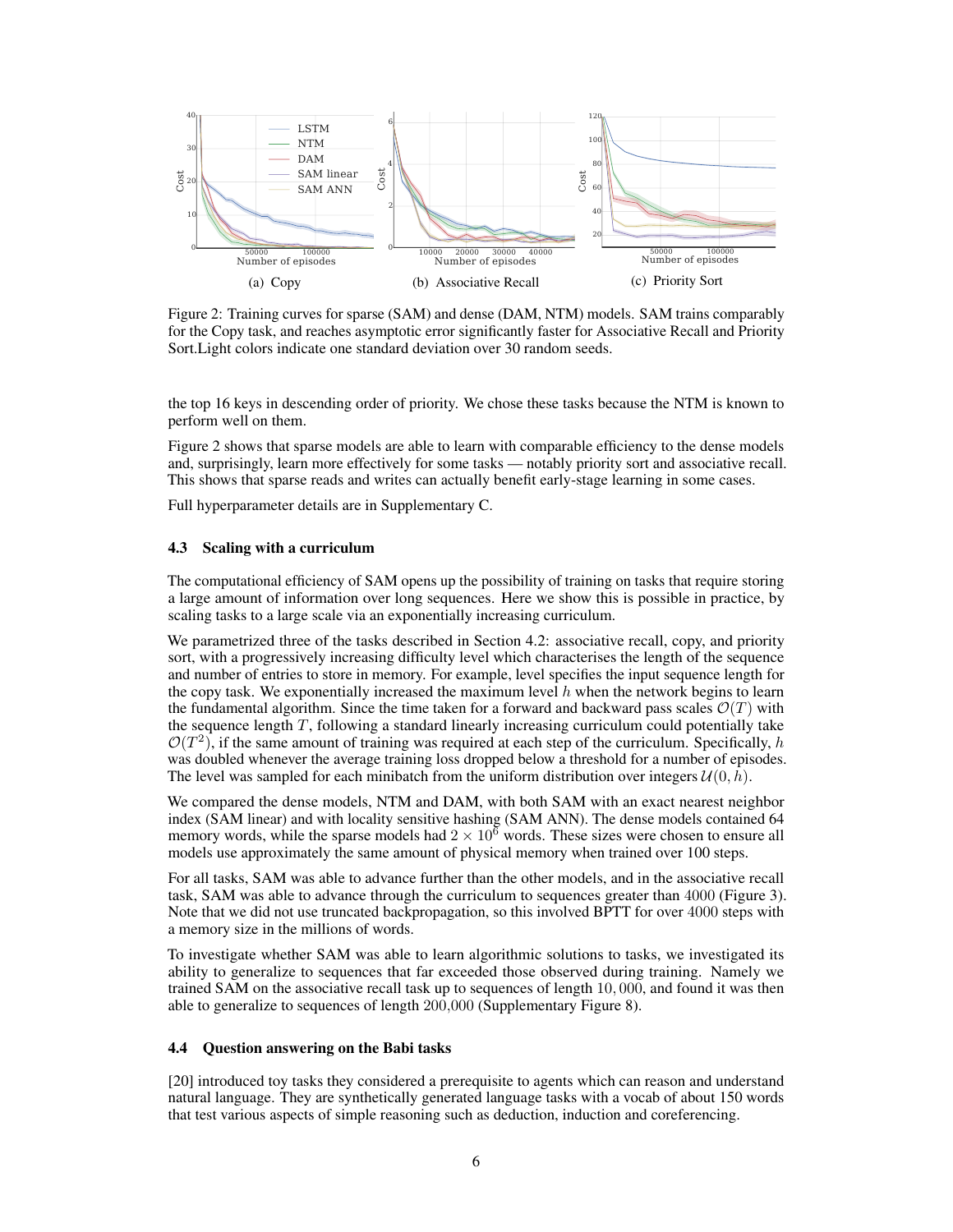Figure 2: Training curves for sparse (SAM) and dense (DAM, NTM) models. SAM trains comparably for the Copy task, and reaches asymptotic error significantly faster for Associative Recall and Priority Sort.Light colors indicate one standard deviation over 30 random seeds.

the top 16 keys in descending order of priority. We chose these tasks because the NTM is known to perform well on them.

Figure 2 shows that sparse models are able to learn with comparable efficiency to the dense models and, surprisingly, learn more effectively for some tasks — notably priority sort and associative recall. This shows that sparse reads and writes can actually benefit early-stage learning in some cases.

Full hyperparameter details are in Supplementary C.

### 4.3 Scaling with a curriculum

The computational efficiency of SAM opens up the possibility of training on tasks that require storing a large amount of information over long sequences. Here we show this is possible in practice, by scaling tasks to a large scale via an exponentially increasing curriculum.

We parametrized three of the tasks described in Section 4.2: associative recall, copy, and priority sort, with a progressively increasing difficulty level which characterises the length of the sequence and number of entries to store in memory. For example, level specifies the input sequence length for the copy task. We exponentially increased the maximum level $h$ when the network begins to learn the fundamental algorithm. Since the time taken for a forward and backward pass scales $\mathcal{O}(T)$ with the sequence length $T$, following a standard linearly increasing curriculum could potentially take $\mathcal{O}(T^2)$, if the same amount of training was required at each step of the curriculum. Specifically, $h$ was doubled whenever the average training loss dropped below a threshold for a number of episodes. The level was sampled for each minibatch from the uniform distribution over integers $\mathcal{U}(0, h)$.

We compared the dense models, NTM and DAM, with both SAM with an exact nearest neighbor index (SAM linear) and with locality sensitive hashing (SAM ANN). The dense models contained 64 memory words, while the sparse models had $2 \times 10^6$ words. These sizes were chosen to ensure all models use approximately the same amount of physical memory when trained over 100 steps.

For all tasks, SAM was able to advance further than the other models, and in the associative recall task, SAM was able to advance through the curriculum to sequences greater than $4000$ (Figure 3). Note that we did not use truncated backpropagation, so this involved BPTT for over $4000$ steps with a memory size in the millions of words.

To investigate whether SAM was able to learn algorithmic solutions to tasks, we investigated its ability to generalize to sequences that far exceeded those observed during training. Namely we trained SAM on the associative recall task up to sequences of length $10,000$, and found it was then able to generalize to sequences of length $200{,}000$ (Supplementary Figure 8).

### 4.4 Question answering on the Babi tasks

[20] introduced toy tasks they considered a prerequisite to agents which can reason and understand natural language. They are synthetically generated language tasks with a vocab of about 150 words that test various aspects of simple reasoning such as deduction, induction and coreferencing.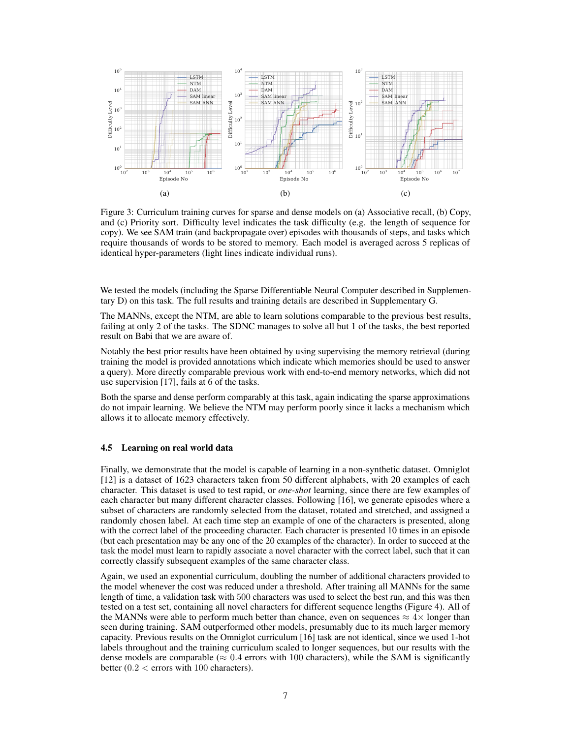Figure 3: Curriculum training curves for sparse and dense models on (a) Associative recall, (b) Copy, and (c) Priority sort. Difficulty level indicates the task difficulty (e.g. the length of sequence for copy). We see SAM train (and backpropagate over) episodes with thousands of steps, and tasks which require thousands of words to be stored to memory. Each model is averaged across 5 replicas of identical hyper-parameters (light lines indicate individual runs).

We tested the models (including the Sparse Differentiable Neural Computer described in Supplementary D) on this task. The full results and training details are described in Supplementary G.

The MANNs, except the NTM, are able to learn solutions comparable to the previous best results, failing at only 2 of the tasks. The SDNC manages to solve all but 1 of the tasks, the best reported result on Babi that we are aware of.

Notably the best prior results have been obtained by using supervising the memory retrieval (during training the model is provided annotations which indicate which memories should be used to answer a query). More directly comparable previous work with end-to-end memory networks, which did not use supervision [17], fails at 6 of the tasks.

Both the sparse and dense perform comparably at this task, again indicating the sparse approximations do not impair learning. We believe the NTM may perform poorly since it lacks a mechanism which allows it to allocate memory effectively.

### 4.5 Learning on real world data

Finally, we demonstrate that the model is capable of learning in a non-synthetic dataset. Omniglot [12] is a dataset of 1623 characters taken from 50 different alphabets, with 20 examples of each character. This dataset is used to test rapid, or *one-shot* learning, since there are few examples of each character but many different character classes. Following [16], we generate episodes where a subset of characters are randomly selected from the dataset, rotated and stretched, and assigned a randomly chosen label. At each time step an example of one of the characters is presented, along with the correct label of the proceeding character. Each character is presented 10 times in an episode (but each presentation may be any one of the 20 examples of the character). In order to succeed at the task the model must learn to rapidly associate a novel character with the correct label, such that it can correctly classify subsequent examples of the same character class.

Again, we used an exponential curriculum, doubling the number of additional characters provided to the model whenever the cost was reduced under a threshold. After training all MANNs for the same length of time, a validation task with $500$ characters was used to select the best run, and this was then tested on a test set, containing all novel characters for different sequence lengths (Figure 4). All of the MANNs were able to perform much better than chance, even on sequences $\approx 4\times$ longer than seen during training. SAM outperformed other models, presumably due to its much larger memory capacity. Previous results on the Omniglot curriculum [16] task are not identical, since we used 1-hot labels throughout and the training curriculum scaled to longer sequences, but our results with the dense models are comparable ($\approx 0.4$ errors with $100$ characters), while the SAM is significantly better ($0.2 <$ errors with $100$ characters).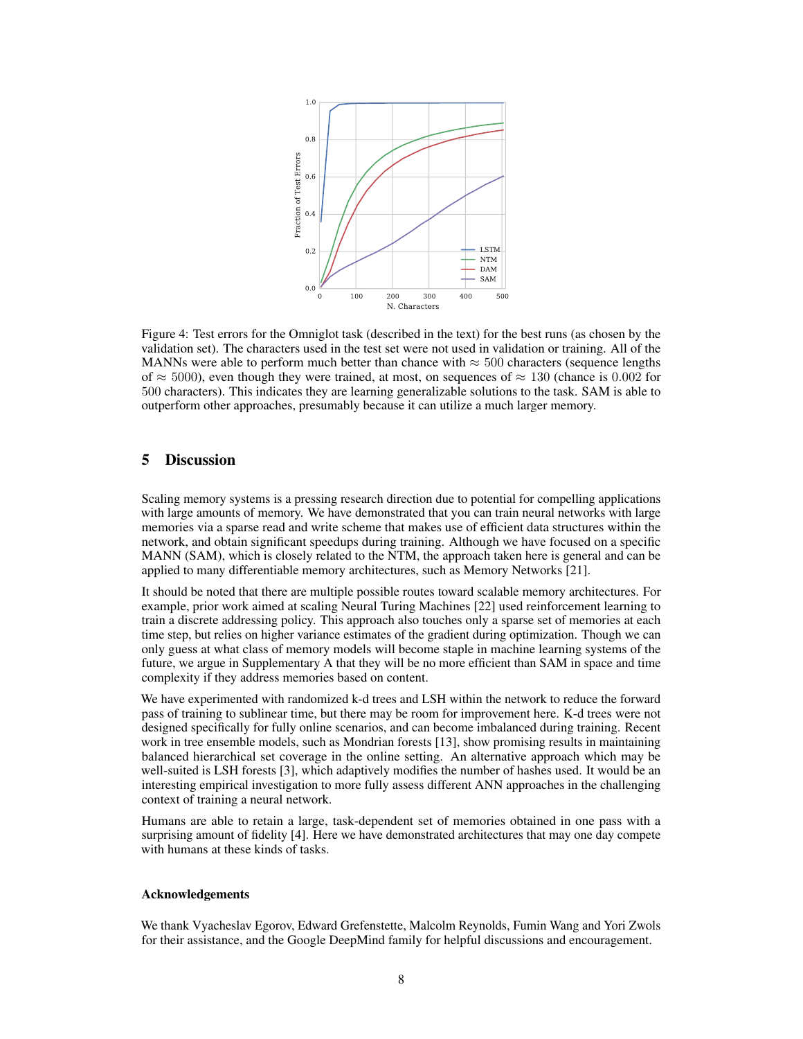Figure 4: Test errors for the Omniglot task (described in the text) for the best runs (as chosen by the validation set). The characters used in the test set were not used in validation or training. All of the MANNs were able to perform much better than chance with $\approx 500$ characters (sequence lengths of $\approx 5000$), even though they were trained, at most, on sequences of $\approx 130$ (chance is $0.002$ for $500$ characters). This indicates they are learning generalizable solutions to the task. SAM is able to outperform other approaches, presumably because it can utilize a much larger memory.

## 5 Discussion

Scaling memory systems is a pressing research direction due to potential for compelling applications with large amounts of memory. We have demonstrated that you can train neural networks with large memories via a sparse read and write scheme that makes use of efficient data structures within the network, and obtain significant speedups during training. Although we have focused on a specific MANN (SAM), which is closely related to the NTM, the approach taken here is general and can be applied to many differentiable memory architectures, such as Memory Networks [21].

It should be noted that there are multiple possible routes toward scalable memory architectures. For example, prior work aimed at scaling Neural Turing Machines [22] used reinforcement learning to train a discrete addressing policy. This approach also touches only a sparse set of memories at each time step, but relies on higher variance estimates of the gradient during optimization. Though we can only guess at what class of memory models will become staple in machine learning systems of the future, we argue in Supplementary A that they will be no more efficient than SAM in space and time complexity if they address memories based on content.

We have experimented with randomized k-d trees and LSH within the network to reduce the forward pass of training to sublinear time, but there may be room for improvement here. K-d trees were not designed specifically for fully online scenarios, and can become imbalanced during training. Recent work in tree ensemble models, such as Mondrian forests [13], show promising results in maintaining balanced hierarchical set coverage in the online setting. An alternative approach which may be well-suited is LSH forests [3], which adaptively modifies the number of hashes used. It would be an interesting empirical investigation to more fully assess different ANN approaches in the challenging context of training a neural network.

Humans are able to retain a large, task-dependent set of memories obtained in one pass with a surprising amount of fidelity [4]. Here we have demonstrated architectures that may one day compete with humans at these kinds of tasks.

### Acknowledgements

We thank Vyacheslav Egorov, Edward Grefenstette, Malcolm Reynolds, Fumin Wang and Yori Zwols for their assistance, and the Google DeepMind family for helpful discussions and encouragement.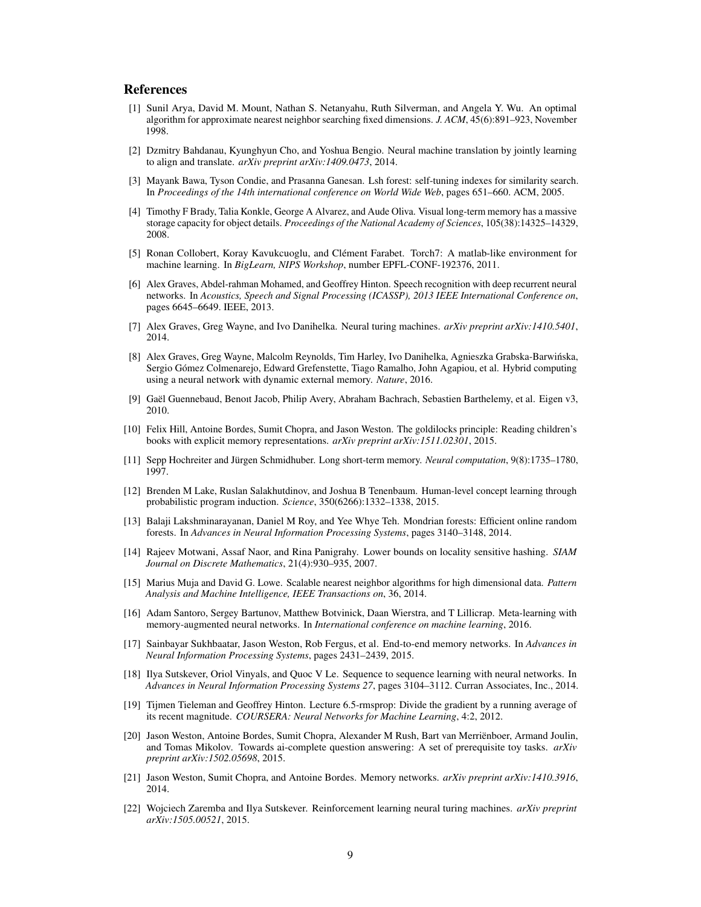## References

[1] Sunil Arya, David M. Mount, Nathan S. Netanyahu, Ruth Silverman, and Angela Y. Wu. An optimal algorithm for approximate nearest neighbor searching fixed dimensions. *J. ACM*, 45(6):891–923, November 1998.

[2] Dzmitry Bahdanau, Kyunghyun Cho, and Yoshua Bengio. Neural machine translation by jointly learning to align and translate. *arXiv preprint arXiv:1409.0473*, 2014.

[3] Mayank Bawa, Tyson Condie, and Prasanna Ganesan. Lsh forest: self-tuning indexes for similarity search. In *Proceedings of the 14th international conference on World Wide Web*, pages 651–660. ACM, 2005.

[4] Timothy F Brady, Talia Konkle, George A Alvarez, and Aude Oliva. Visual long-term memory has a massive storage capacity for object details. *Proceedings of the National Academy of Sciences*, 105(38):14325–14329, 2008.

[5] Ronan Collobert, Koray Kavukcuoglu, and Clément Farabet. Torch7: A matlab-like environment for machine learning. In *BigLearn, NIPS Workshop*, number EPFL-CONF-192376, 2011.

[6] Alex Graves, Abdel-rahman Mohamed, and Geoffrey Hinton. Speech recognition with deep recurrent neural networks. In *Acoustics, Speech and Signal Processing (ICASSP), 2013 IEEE International Conference on*, pages 6645–6649. IEEE, 2013.

[7] Alex Graves, Greg Wayne, and Ivo Danihelka. Neural turing machines. *arXiv preprint arXiv:1410.5401*, 2014.

[8] Alex Graves, Greg Wayne, Malcolm Reynolds, Tim Harley, Ivo Danihelka, Agnieszka Grabska-Barwińska, Sergio Gómez Colmenarejo, Edward Grefenstette, Tiago Ramalho, John Agapiou, et al. Hybrid computing using a neural network with dynamic external memory. *Nature*, 2016.

[9] Gaël Guennebaud, Benoıt Jacob, Philip Avery, Abraham Bachrach, Sebastien Barthelemy, et al. Eigen v3, 2010.

[10] Felix Hill, Antoine Bordes, Sumit Chopra, and Jason Weston. The goldilocks principle: Reading children's books with explicit memory representations. *arXiv preprint arXiv:1511.02301*, 2015.

[11] Sepp Hochreiter and Jürgen Schmidhuber. Long short-term memory. *Neural computation*, 9(8):1735–1780, 1997.

[12] Brenden M Lake, Ruslan Salakhutdinov, and Joshua B Tenenbaum. Human-level concept learning through probabilistic program induction. *Science*, 350(6266):1332–1338, 2015.

[13] Balaji Lakshminarayanan, Daniel M Roy, and Yee Whye Teh. Mondrian forests: Efficient online random forests. In *Advances in Neural Information Processing Systems*, pages 3140–3148, 2014.

[14] Rajeev Motwani, Assaf Naor, and Rina Panigrahy. Lower bounds on locality sensitive hashing. *SIAM Journal on Discrete Mathematics*, 21(4):930–935, 2007.

[15] Marius Muja and David G. Lowe. Scalable nearest neighbor algorithms for high dimensional data. *Pattern Analysis and Machine Intelligence, IEEE Transactions on*, 36, 2014.

[16] Adam Santoro, Sergey Bartunov, Matthew Botvinick, Daan Wierstra, and T Lillicrap. Meta-learning with memory-augmented neural networks. In *International conference on machine learning*, 2016.

[17] Sainbayar Sukhbaatar, Jason Weston, Rob Fergus, et al. End-to-end memory networks. In *Advances in Neural Information Processing Systems*, pages 2431–2439, 2015.

[18] Ilya Sutskever, Oriol Vinyals, and Quoc V Le. Sequence to sequence learning with neural networks. In *Advances in Neural Information Processing Systems 27*, pages 3104–3112. Curran Associates, Inc., 2014.

[19] Tijmen Tieleman and Geoffrey Hinton. Lecture 6.5-rmsprop: Divide the gradient by a running average of its recent magnitude. *COURSERA: Neural Networks for Machine Learning*, 4:2, 2012.

[20] Jason Weston, Antoine Bordes, Sumit Chopra, Alexander M Rush, Bart van Merriënboer, Armand Joulin, and Tomas Mikolov. Towards ai-complete question answering: A set of prerequisite toy tasks. *arXiv preprint arXiv:1502.05698*, 2015.

[21] Jason Weston, Sumit Chopra, and Antoine Bordes. Memory networks. *arXiv preprint arXiv:1410.3916*, 2014.

[22] Wojciech Zaremba and Ilya Sutskever. Reinforcement learning neural turing machines. *arXiv preprint arXiv:1505.00521*, 2015.